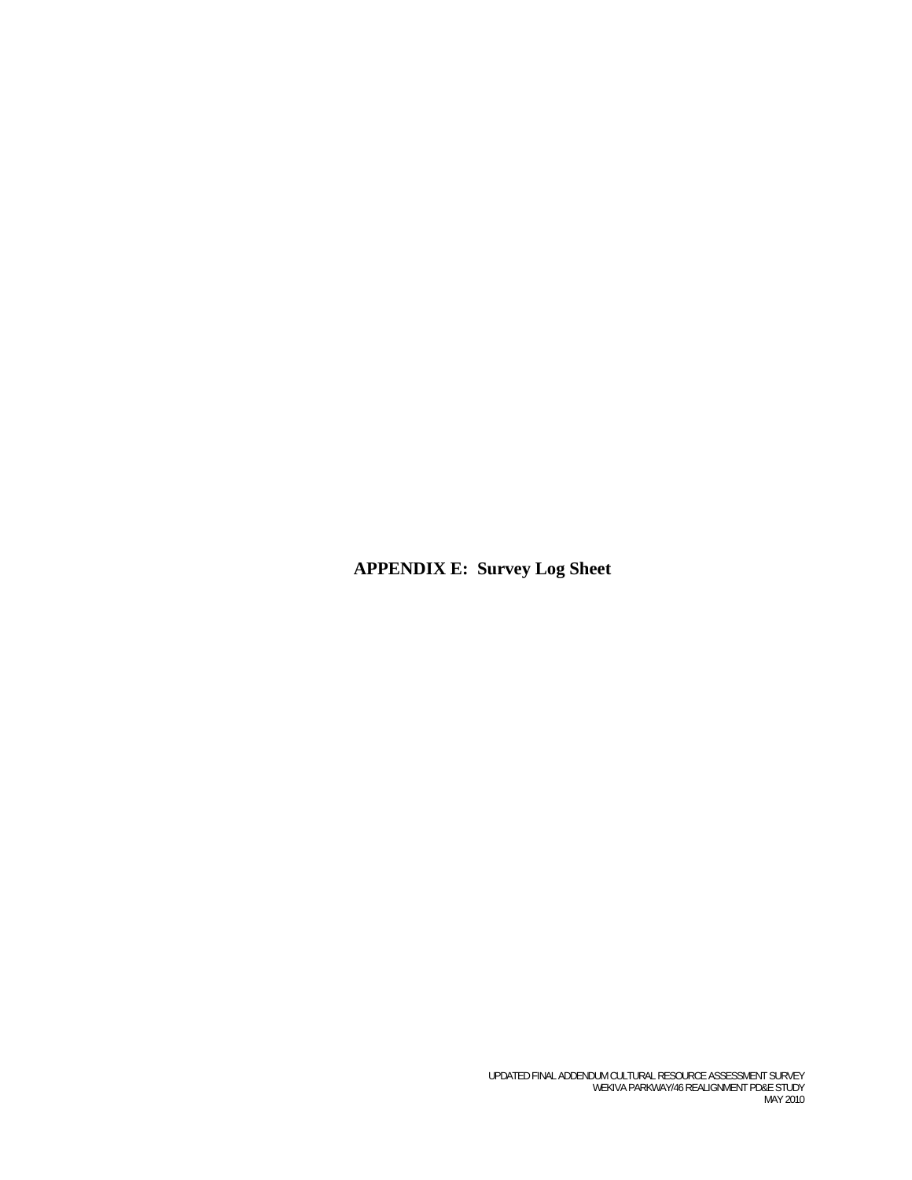# APPENDIX E: Survey Log Sheet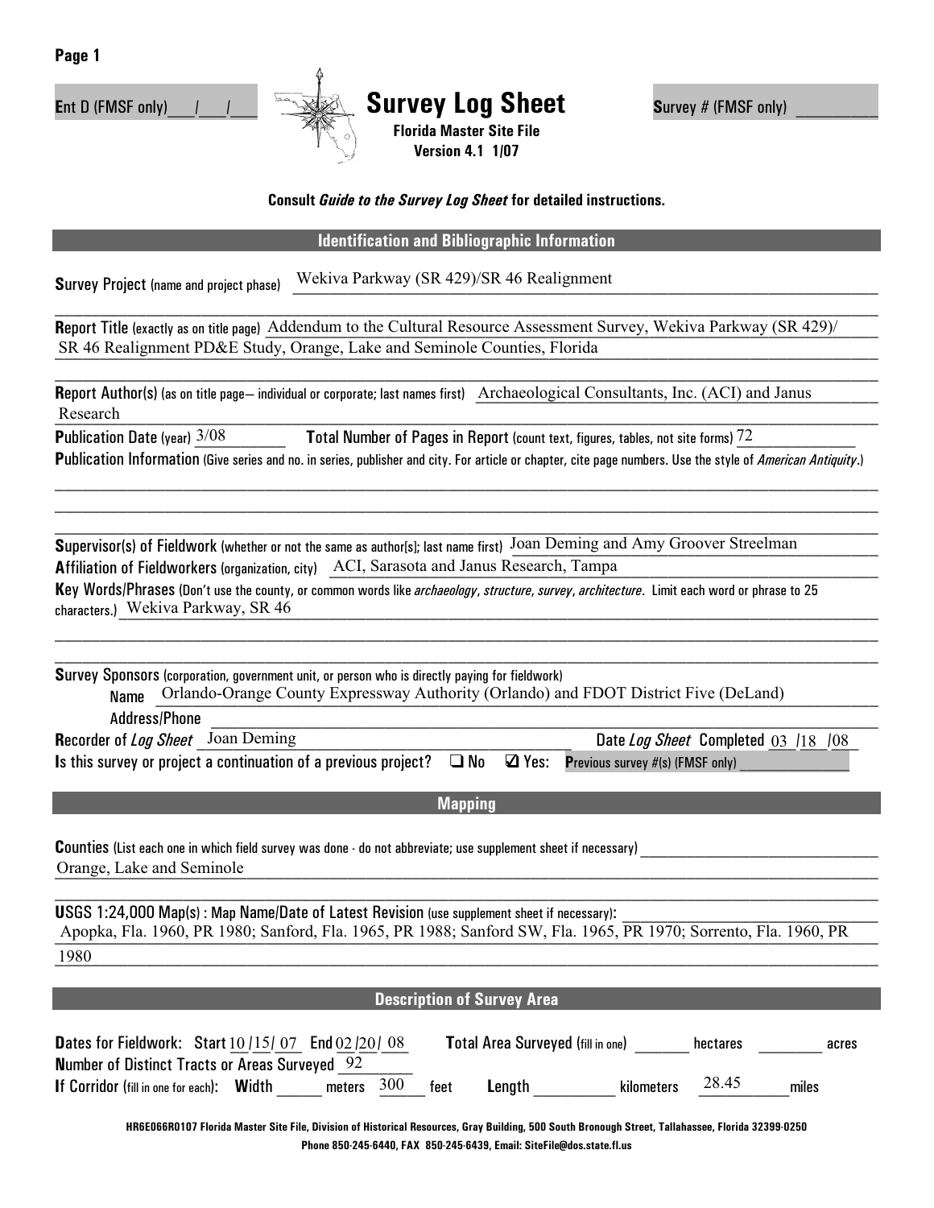Page 1

**E**nt D (FMSF only)___/___/___

# Survey Log Sheet

**Florida Master Site File**
**Version 4.1 1/07**

**S**urvey # (FMSF only) __________

**Consult *Guide to the Survey Log Sheet* for detailed instructions.**

## Identification and Bibliographic Information

**S**urvey Project (name and project phase) Wekiva Parkway (SR 429)/SR 46 Realignment

**R**eport Title (exactly as on title page) Addendum to the Cultural Resource Assessment Survey, Wekiva Parkway (SR 429)/ SR 46 Realignment PD&E Study, Orange, Lake and Seminole Counties, Florida

**R**eport Author(s) (as on title page— individual or corporate; last names first) Archaeological Consultants, Inc. (ACI) and Janus Research

**P**ublication Date (year) 3/08 **T**otal Number of Pages in Report (count text, figures, tables, not site forms) 72

**P**ublication Information (Give series and no. in series, publisher and city. For article or chapter, cite page numbers. Use the style of *American Antiquity*.)

**S**upervisor(s) of Fieldwork (whether or not the same as author[s]; last name first) Joan Deming and Amy Groover Streelman

**A**ffiliation of Fieldworkers (organization, city) ACI, Sarasota and Janus Research, Tampa

**K**ey Words/Phrases (Don't use the county, or common words like *archaeology*, *structure*, *survey*, *architecture*. Limit each word or phrase to 25 characters.) Wekiva Parkway, SR 46

**S**urvey Sponsors (corporation, government unit, or person who is directly paying for fieldwork)

Name Orlando-Orange County Expressway Authority (Orlando) and FDOT District Five (DeLand)

Address/Phone

**R**ecorder of *Log Sheet* Joan Deming Date *Log Sheet* Completed 03 /18 /08

**I**s this survey or project a continuation of a previous project? ❑ No ☑ Yes: **P**revious survey #(s) (FMSF only)

## Mapping

**C**ounties (List each one in which field survey was done - do not abbreviate; use supplement sheet if necessary) Orange, Lake and Seminole

**U**SGS 1:24,000 Map(s) : Map Name/Date of Latest Revision (use supplement sheet if necessary): Apopka, Fla. 1960, PR 1980; Sanford, Fla. 1965, PR 1988; Sanford SW, Fla. 1965, PR 1970; Sorrento, Fla. 1960, PR 1980

## Description of Survey Area

**D**ates for Fieldwork: Start 10 /15/ 07 End 02 /20/ 08 **T**otal Area Surveyed (fill in one) _______ hectares ________ acres

**N**umber of Distinct Tracts or Areas Surveyed 92

**I**f Corridor (fill in one for each): **Width** _____ meters 300 feet **Length** _________ kilometers 28.45 miles

HR6E066R0107 Florida Master Site File, Division of Historical Resources, Gray Building, 500 South Bronough Street, Tallahassee, Florida 32399-0250
Phone 850-245-6440, FAX 850-245-6439, Email: SiteFile@dos.state.fl.us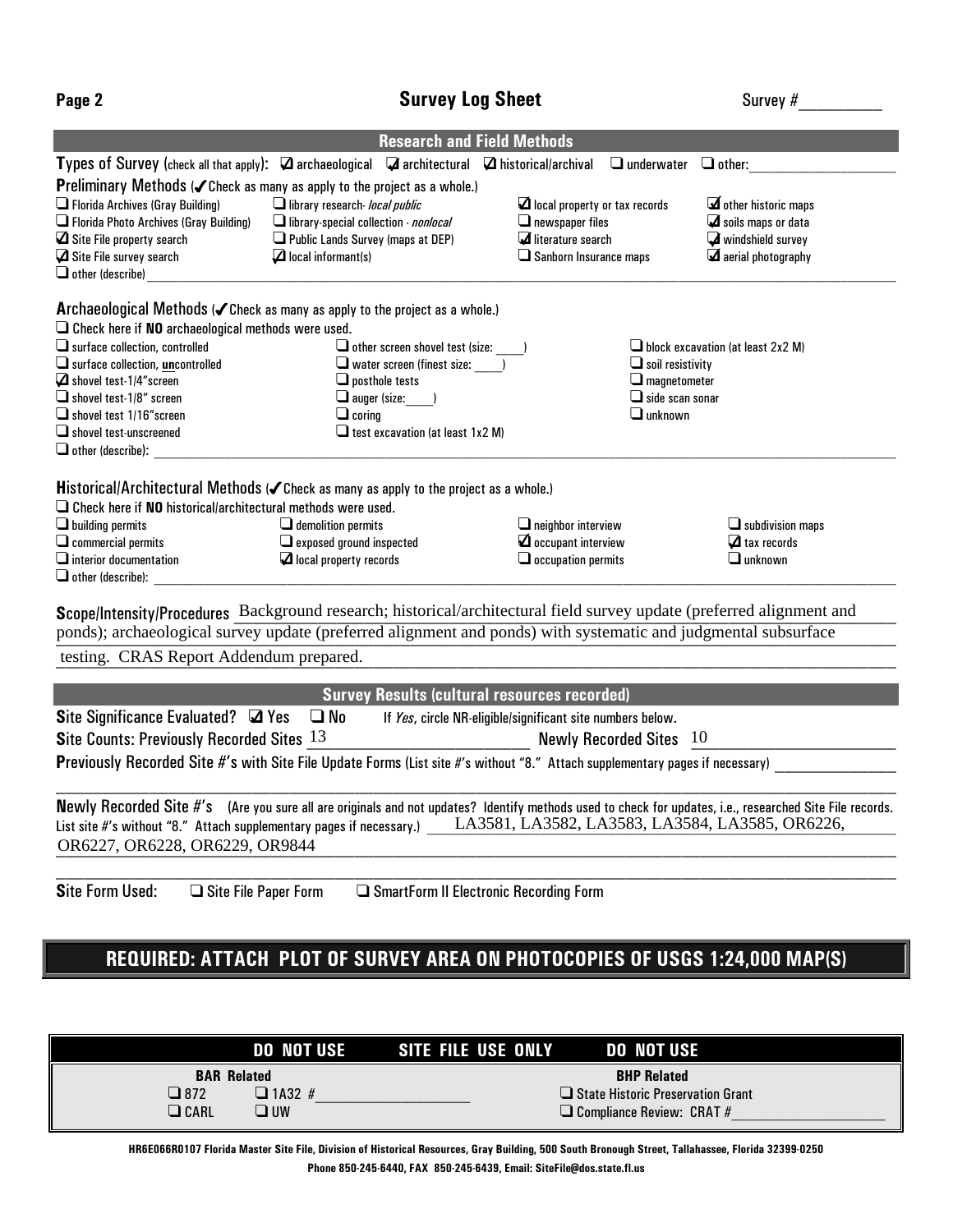**Page 2** **Survey Log Sheet** Survey #__________

## Research and Field Methods

**Types of Survey** (check all that apply): ☑ archaeological ☑ architectural ☑ historical/archival ☐ underwater ☐ other:____________________

**Preliminary Methods** (✓Check as many as apply to the project as a whole.)

- ☐ Florida Archives (Gray Building)
- ☐ Florida Photo Archives (Gray Building)
- ☑ Site File property search
- ☑ Site File survey search
- ☐ library research- *local public*
- ☐ library-special collection - *nonlocal*
- ☐ Public Lands Survey (maps at DEP)
- ☑ local informant(s)
- ☑ local property or tax records
- ☐ newspaper files
- ☑ literature search
- ☐ Sanborn Insurance maps
- ☑ other historic maps
- ☑ soils maps or data
- ☑ windshield survey
- ☑ aerial photography
- ☐ other (describe)____________________

**Archaeological Methods** (✓Check as many as apply to the project as a whole.)

☐ Check here if **NO** archaeological methods were used.

- ☐ surface collection, controlled
- ☐ surface collection, **un**controlled
- ☑ shovel test-1/4"screen
- ☐ shovel test-1/8" screen
- ☐ shovel test 1/16"screen
- ☐ shovel test-unscreened
- ☐ other screen shovel test (size: ____)
- ☐ water screen (finest size: ____)
- ☐ posthole tests
- ☐ auger (size:____)
- ☐ coring
- ☐ test excavation (at least 1x2 M)
- ☐ block excavation (at least 2x2 M)
- ☐ soil resistivity
- ☐ magnetometer
- ☐ side scan sonar
- ☐ unknown
- ☐ other (describe): ____________________

**Historical/Architectural Methods** (✓Check as many as apply to the project as a whole.)

☐ Check here if **NO** historical/architectural methods were used.

- ☐ building permits
- ☐ commercial permits
- ☐ interior documentation
- ☐ demolition permits
- ☐ exposed ground inspected
- ☑ local property records
- ☐ neighbor interview
- ☑ occupant interview
- ☐ occupation permits
- ☐ subdivision maps
- ☑ tax records
- ☐ unknown
- ☐ other (describe): ____________________

**Scope/Intensity/Procedures** Background research; historical/architectural field survey update (preferred alignment and ponds); archaeological survey update (preferred alignment and ponds) with systematic and judgmental subsurface testing. CRAS Report Addendum prepared.

## Survey Results (cultural resources recorded)

**Site Significance Evaluated?** ☑ Yes ☐ No If *Yes*, circle NR-eligible/significant site numbers below.

**Site Counts: Previously Recorded Sites** 13 **Newly Recorded Sites** 10

**Previously Recorded Site #'s with Site File Update Forms** (List site #'s without "8." Attach supplementary pages if necessary) ____________________

**Newly Recorded Site #'s** (Are you sure all are originals and not updates? Identify methods used to check for updates, i.e., researched Site File records. List site #'s without "8." Attach supplementary pages if necessary.) LA3581, LA3582, LA3583, LA3584, LA3585, OR6226, OR6227, OR6228, OR6229, OR9844

**Site Form Used:** ☐ Site File Paper Form ☐ SmartForm II Electronic Recording Form

## REQUIRED: ATTACH PLOT OF SURVEY AREA ON PHOTOCOPIES OF USGS 1:24,000 MAP(S)

| DO NOT USE | SITE FILE USE ONLY | DO NOT USE |
|---|---|---|
| **BAR Related** | | **BHP Related** |
| ☐ 872 ☐ 1A32 #__________ | | ☐ State Historic Preservation Grant |
| ☐ CARL ☐ UW | | ☐ Compliance Review: CRAT #__________ |

HR6E066R0107 Florida Master Site File, Division of Historical Resources, Gray Building, 500 South Bronough Street, Tallahassee, Florida 32399-0250
Phone 850-245-6440, FAX 850-245-6439, Email: SiteFile@dos.state.fl.us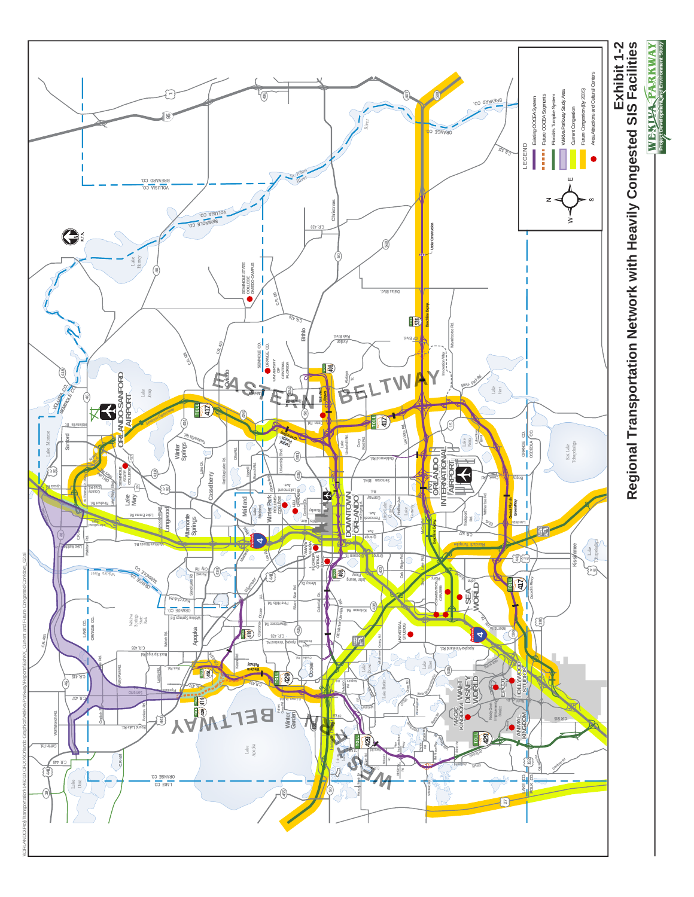# Exhibit 1-2

## Regional Transportation Network with Heavily Congested SIS Facilities

WEKIVA PARKWAY
Project Development and Environment Study

LEGEND
Existing OOCEA System
Future OOCEA Segments
Florida's Turnpike System
Wekiva Parkway Study Area
Current Congestion
Future Congestion (By 2035)
Area Attractions and Cultural Centers

EASTERN BELTWAY

WESTERN BELTWAY

ORLANDO-SANFORD AIRPORT

ORLANDO INTERNATIONAL AIRPORT

DOWNTOWN ORLANDO

WALT DISNEY WORLD

SEA WORLD

UNIVERSAL STUDIOS

UNIVERSITY OF CENTRAL FLORIDA

N.T.S.